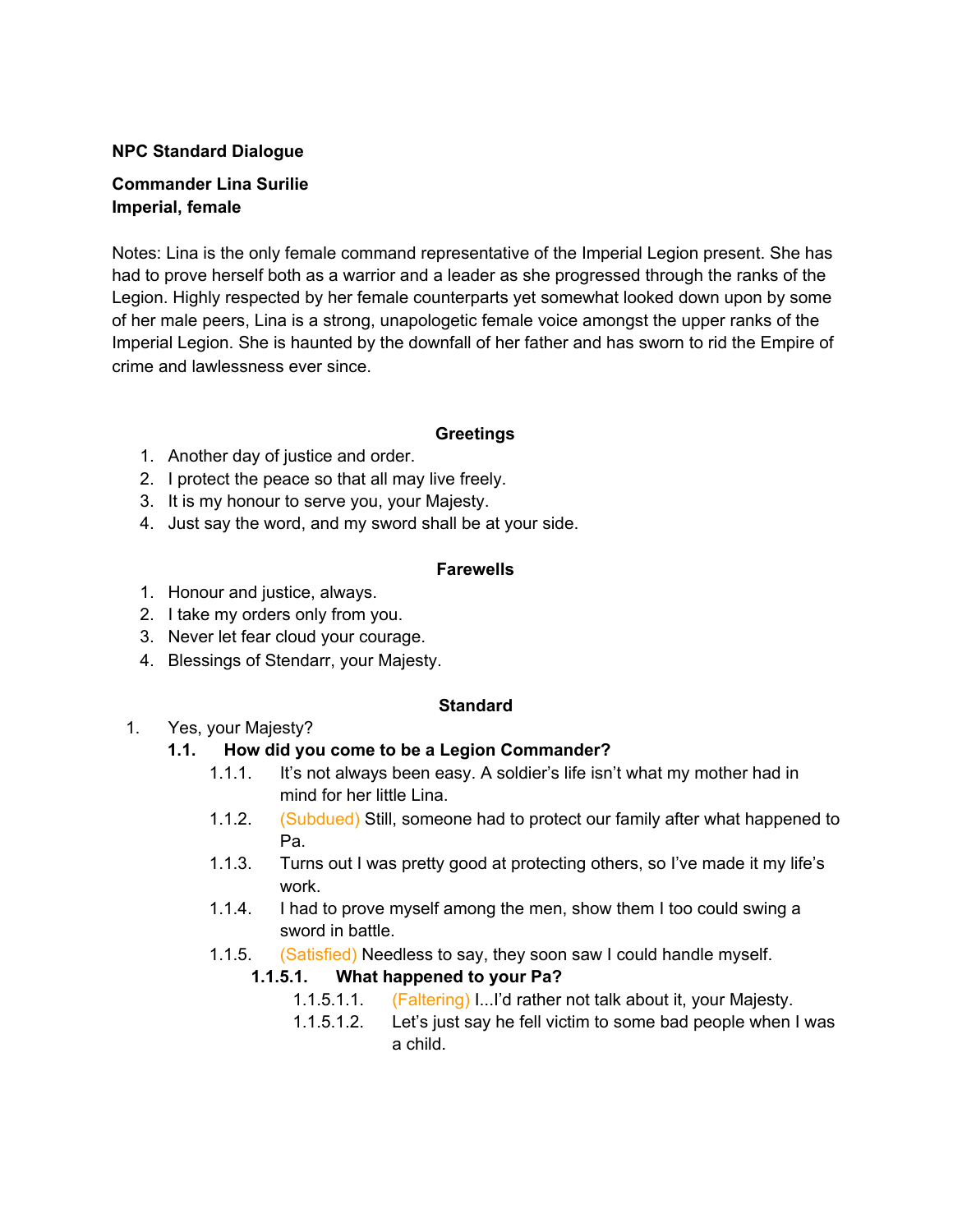**NPC Standard Dialogue**

**Commander Lina Surilie**
**Imperial, female**

Notes: Lina is the only female command representative of the Imperial Legion present. She has had to prove herself both as a warrior and a leader as she progressed through the ranks of the Legion. Highly respected by her female counterparts yet somewhat looked down upon by some of her male peers, Lina is a strong, unapologetic female voice amongst the upper ranks of the Imperial Legion. She is haunted by the downfall of her father and has sworn to rid the Empire of crime and lawlessness ever since.

**Greetings**

1. Another day of justice and order.
2. I protect the peace so that all may live freely.
3. It is my honour to serve you, your Majesty.
4. Just say the word, and my sword shall be at your side.

**Farewells**

1. Honour and justice, always.
2. I take my orders only from you.
3. Never let fear cloud your courage.
4. Blessings of Stendarr, your Majesty.

**Standard**

1. Yes, your Majesty?
   - **1.1. How did you come to be a Legion Commander?**
     - 1.1.1. It's not always been easy. A soldier's life isn't what my mother had in mind for her little Lina.
     - 1.1.2. (Subdued) Still, someone had to protect our family after what happened to Pa.
     - 1.1.3. Turns out I was pretty good at protecting others, so I've made it my life's work.
     - 1.1.4. I had to prove myself among the men, show them I too could swing a sword in battle.
     - 1.1.5. (Satisfied) Needless to say, they soon saw I could handle myself.
       - **1.1.5.1. What happened to your Pa?**
         - 1.1.5.1.1. (Faltering) I...I'd rather not talk about it, your Majesty.
         - 1.1.5.1.2. Let's just say he fell victim to some bad people when I was a child.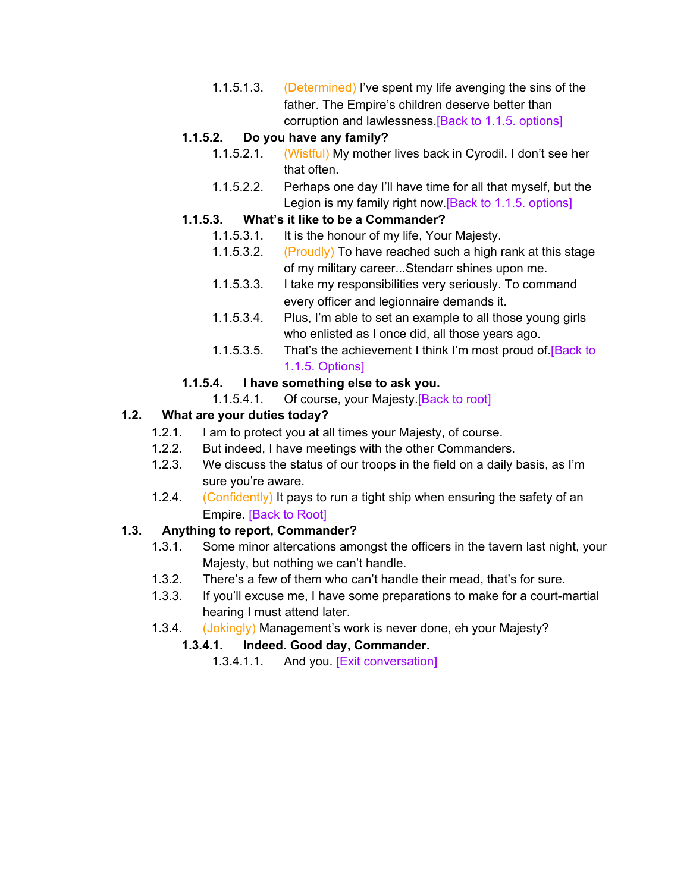- 1.1.5.1.3. (Determined) I've spent my life avenging the sins of the father. The Empire's children deserve better than corruption and lawlessness.[Back to 1.1.5. options]

**1.1.5.2. Do you have any family?**

- 1.1.5.2.1. (Wistful) My mother lives back in Cyrodil. I don't see her that often.
- 1.1.5.2.2. Perhaps one day I'll have time for all that myself, but the Legion is my family right now.[Back to 1.1.5. options]

**1.1.5.3. What's it like to be a Commander?**

- 1.1.5.3.1. It is the honour of my life, Your Majesty.
- 1.1.5.3.2. (Proudly) To have reached such a high rank at this stage of my military career...Stendarr shines upon me.
- 1.1.5.3.3. I take my responsibilities very seriously. To command every officer and legionnaire demands it.
- 1.1.5.3.4. Plus, I'm able to set an example to all those young girls who enlisted as I once did, all those years ago.
- 1.1.5.3.5. That's the achievement I think I'm most proud of.[Back to 1.1.5. Options]

**1.1.5.4. I have something else to ask you.**

- 1.1.5.4.1. Of course, your Majesty.[Back to root]

**1.2. What are your duties today?**

- 1.2.1. I am to protect you at all times your Majesty, of course.
- 1.2.2. But indeed, I have meetings with the other Commanders.
- 1.2.3. We discuss the status of our troops in the field on a daily basis, as I'm sure you're aware.
- 1.2.4. (Confidently) It pays to run a tight ship when ensuring the safety of an Empire. [Back to Root]

**1.3. Anything to report, Commander?**

- 1.3.1. Some minor altercations amongst the officers in the tavern last night, your Majesty, but nothing we can't handle.
- 1.3.2. There's a few of them who can't handle their mead, that's for sure.
- 1.3.3. If you'll excuse me, I have some preparations to make for a court-martial hearing I must attend later.
- 1.3.4. (Jokingly) Management's work is never done, eh your Majesty?

**1.3.4.1. Indeed. Good day, Commander.**

- 1.3.4.1.1. And you. [Exit conversation]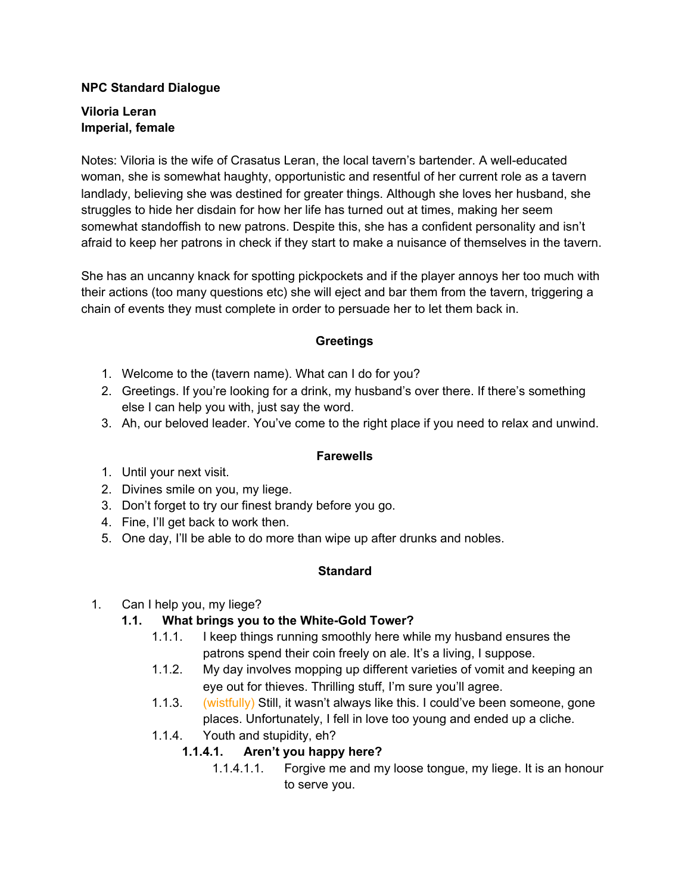**NPC Standard Dialogue**

**Viloria Leran**
**Imperial, female**

Notes: Viloria is the wife of Crasatus Leran, the local tavern's bartender. A well-educated woman, she is somewhat haughty, opportunistic and resentful of her current role as a tavern landlady, believing she was destined for greater things. Although she loves her husband, she struggles to hide her disdain for how her life has turned out at times, making her seem somewhat standoffish to new patrons. Despite this, she has a confident personality and isn't afraid to keep her patrons in check if they start to make a nuisance of themselves in the tavern.

She has an uncanny knack for spotting pickpockets and if the player annoys her too much with their actions (too many questions etc) she will eject and bar them from the tavern, triggering a chain of events they must complete in order to persuade her to let them back in.

**Greetings**

1. Welcome to the (tavern name). What can I do for you?
2. Greetings. If you're looking for a drink, my husband's over there. If there's something else I can help you with, just say the word.
3. Ah, our beloved leader. You've come to the right place if you need to relax and unwind.

**Farewells**

1. Until your next visit.
2. Divines smile on you, my liege.
3. Don't forget to try our finest brandy before you go.
4. Fine, I'll get back to work then.
5. One day, I'll be able to do more than wipe up after drunks and nobles.

**Standard**

1. Can I help you, my liege?
    - **1.1. What brings you to the White-Gold Tower?**
        - 1.1.1. I keep things running smoothly here while my husband ensures the patrons spend their coin freely on ale. It's a living, I suppose.
        - 1.1.2. My day involves mopping up different varieties of vomit and keeping an eye out for thieves. Thrilling stuff, I'm sure you'll agree.
        - 1.1.3. (wistfully) Still, it wasn't always like this. I could've been someone, gone places. Unfortunately, I fell in love too young and ended up a cliche.
        - 1.1.4. Youth and stupidity, eh?
            - **1.1.4.1. Aren't you happy here?**
                - 1.1.4.1.1. Forgive me and my loose tongue, my liege. It is an honour to serve you.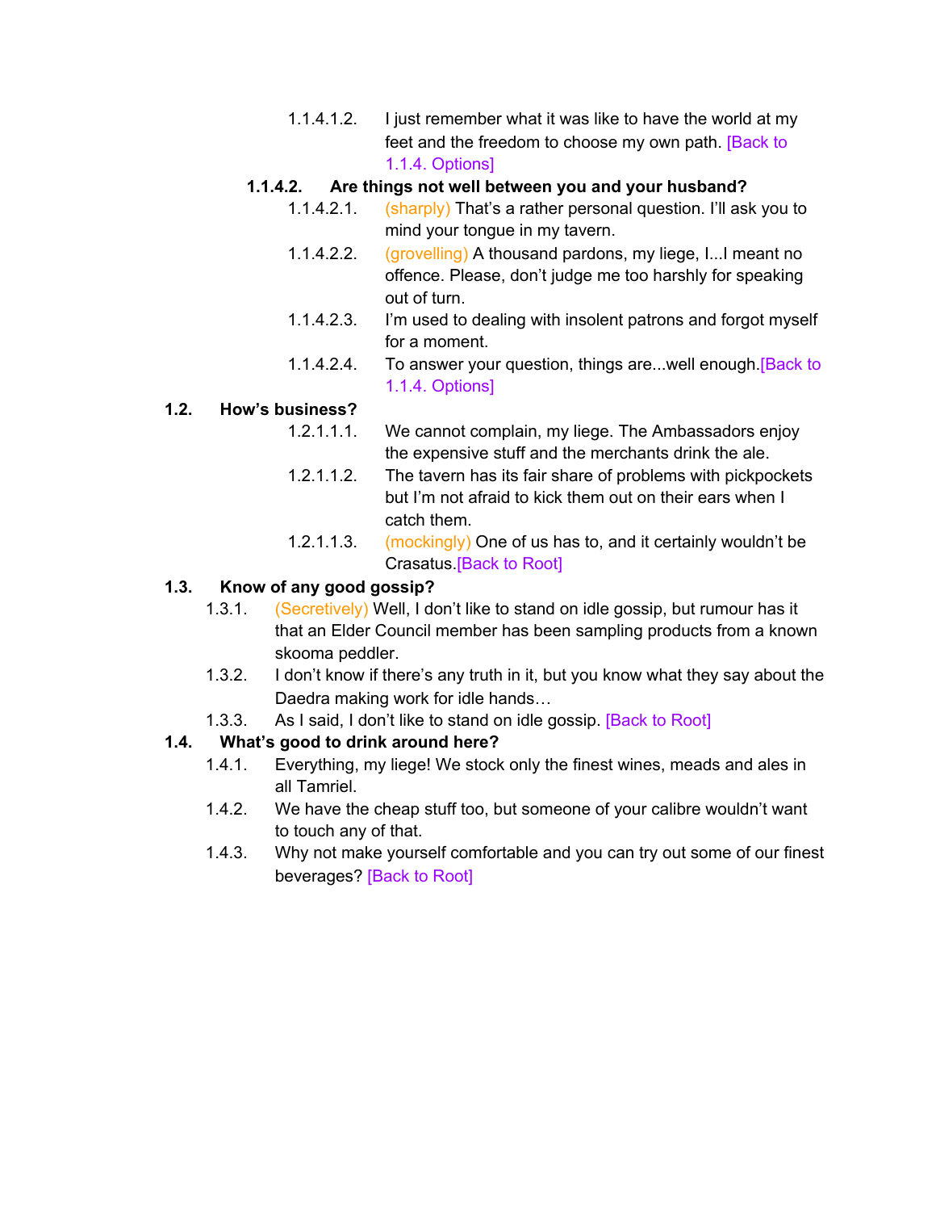1.1.4.1.2. I just remember what it was like to have the world at my feet and the freedom to choose my own path. [Back to 1.1.4. Options]

**1.1.4.2. Are things not well between you and your husband?**

1.1.4.2.1. (sharply) That's a rather personal question. I'll ask you to mind your tongue in my tavern.

1.1.4.2.2. (grovelling) A thousand pardons, my liege, I...I meant no offence. Please, don't judge me too harshly for speaking out of turn.

1.1.4.2.3. I'm used to dealing with insolent patrons and forgot myself for a moment.

1.1.4.2.4. To answer your question, things are...well enough.[Back to 1.1.4. Options]

**1.2. How's business?**

1.2.1.1.1. We cannot complain, my liege. The Ambassadors enjoy the expensive stuff and the merchants drink the ale.

1.2.1.1.2. The tavern has its fair share of problems with pickpockets but I'm not afraid to kick them out on their ears when I catch them.

1.2.1.1.3. (mockingly) One of us has to, and it certainly wouldn't be Crasatus.[Back to Root]

**1.3. Know of any good gossip?**

1.3.1. (Secretively) Well, I don't like to stand on idle gossip, but rumour has it that an Elder Council member has been sampling products from a known skooma peddler.

1.3.2. I don't know if there's any truth in it, but you know what they say about the Daedra making work for idle hands…

1.3.3. As I said, I don't like to stand on idle gossip. [Back to Root]

**1.4. What's good to drink around here?**

1.4.1. Everything, my liege! We stock only the finest wines, meads and ales in all Tamriel.

1.4.2. We have the cheap stuff too, but someone of your calibre wouldn't want to touch any of that.

1.4.3. Why not make yourself comfortable and you can try out some of our finest beverages? [Back to Root]